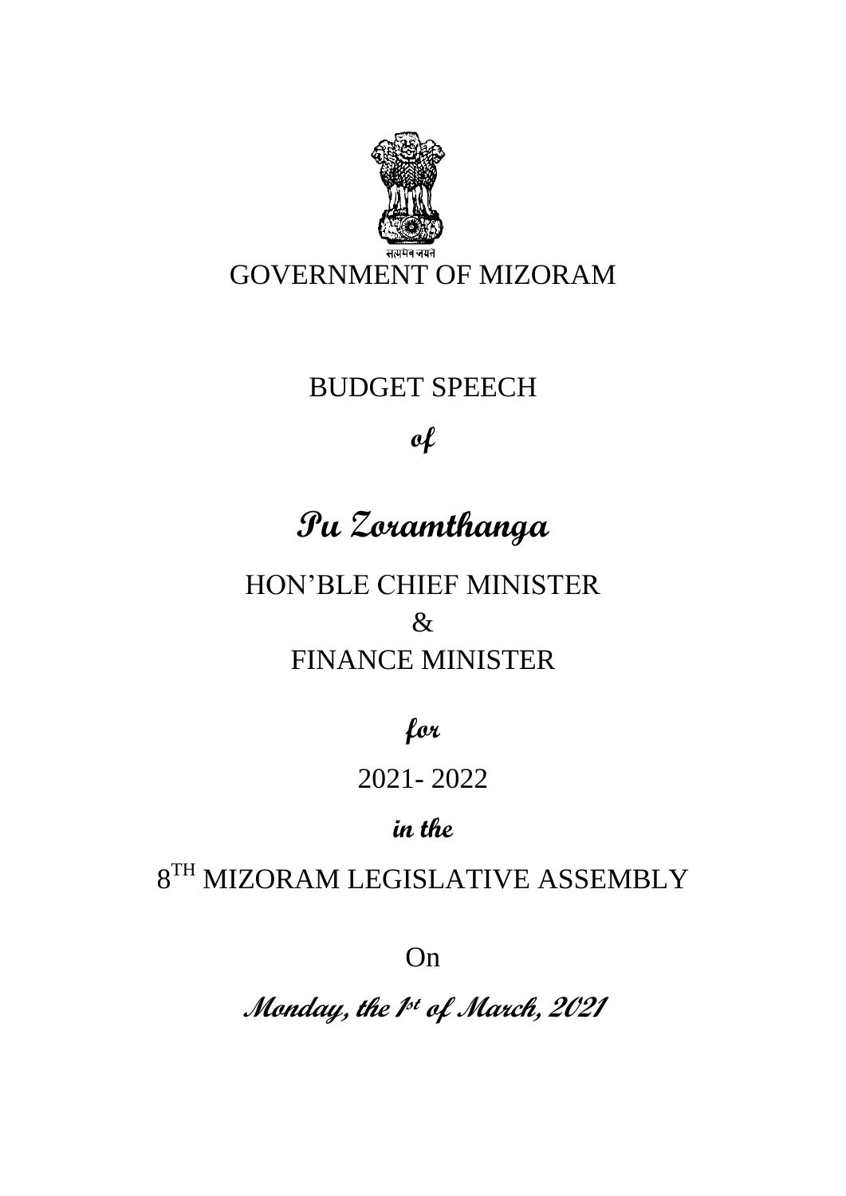सत्यमेव जयते

# GOVERNMENT OF MIZORAM

## BUDGET SPEECH

*of*

## *Pu Zoramthanga*

### HON'BLE CHIEF MINISTER
### &
### FINANCE MINISTER

*for*

2021- 2022

*in the*

8TH MIZORAM LEGISLATIVE ASSEMBLY

On

***Monday, the 1st of March, 2021***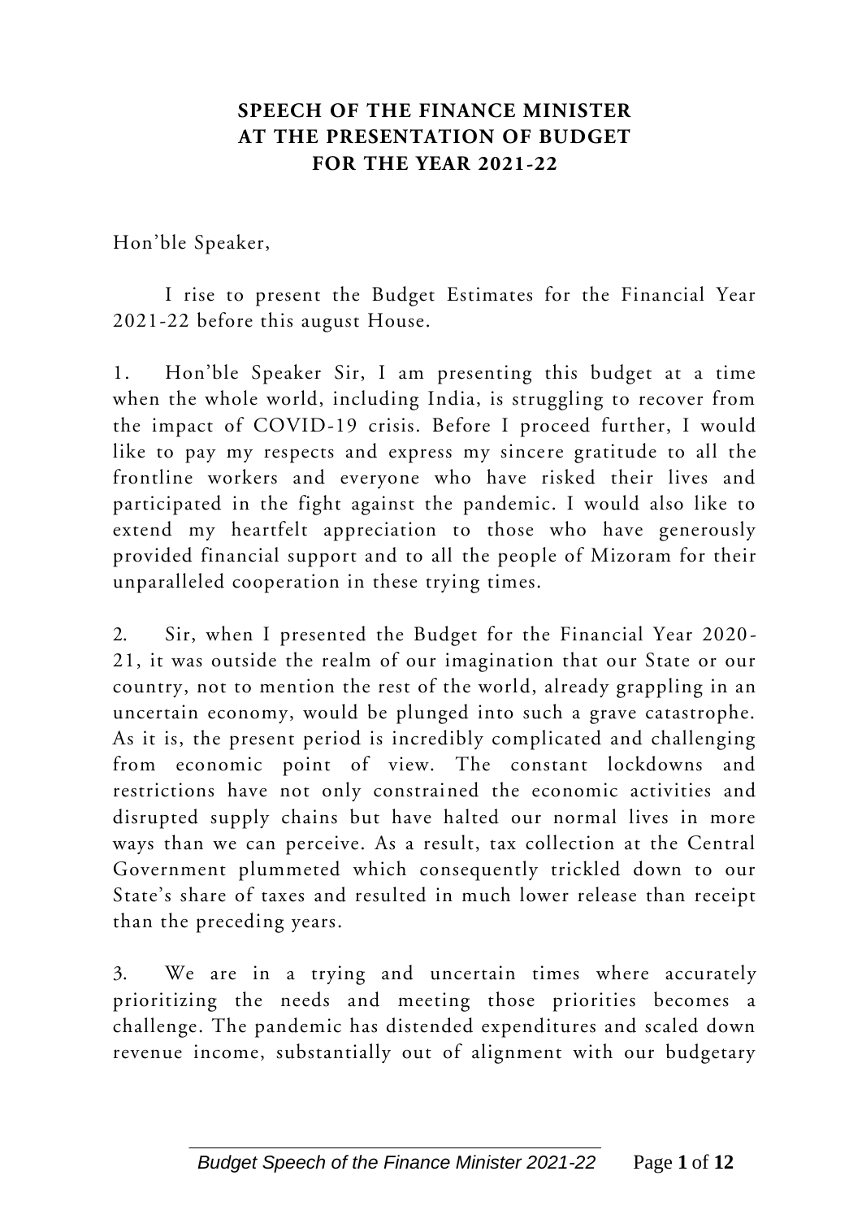## SPEECH OF THE FINANCE MINISTER AT THE PRESENTATION OF BUDGET FOR THE YEAR 2021-22

Hon'ble Speaker,

I rise to present the Budget Estimates for the Financial Year 2021-22 before this august House.

1. Hon'ble Speaker Sir, I am presenting this budget at a time when the whole world, including India, is struggling to recover from the impact of COVID-19 crisis. Before I proceed further, I would like to pay my respects and express my sincere gratitude to all the frontline workers and everyone who have risked their lives and participated in the fight against the pandemic. I would also like to extend my heartfelt appreciation to those who have generously provided financial support and to all the people of Mizoram for their unparalleled cooperation in these trying times.

2. Sir, when I presented the Budget for the Financial Year 2020-21, it was outside the realm of our imagination that our State or our country, not to mention the rest of the world, already grappling in an uncertain economy, would be plunged into such a grave catastrophe. As it is, the present period is incredibly complicated and challenging from economic point of view. The constant lockdowns and restrictions have not only constrained the economic activities and disrupted supply chains but have halted our normal lives in more ways than we can perceive. As a result, tax collection at the Central Government plummeted which consequently trickled down to our State's share of taxes and resulted in much lower release than receipt than the preceding years.

3. We are in a trying and uncertain times where accurately prioritizing the needs and meeting those priorities becomes a challenge. The pandemic has distended expenditures and scaled down revenue income, substantially out of alignment with our budgetary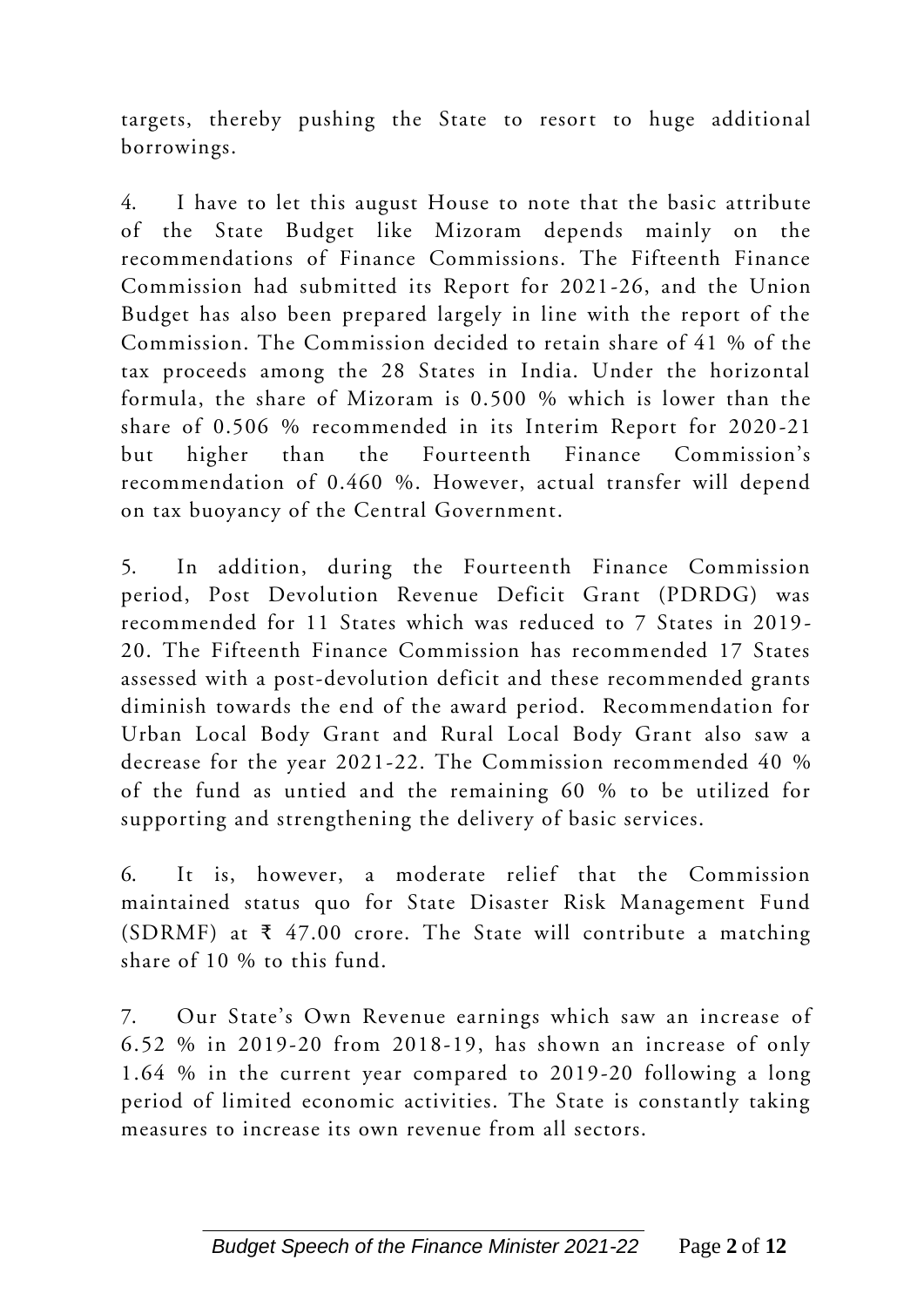targets, thereby pushing the State to resort to huge additional borrowings.

4. I have to let this august House to note that the basic attribute of the State Budget like Mizoram depends mainly on the recommendations of Finance Commissions. The Fifteenth Finance Commission had submitted its Report for 2021-26, and the Union Budget has also been prepared largely in line with the report of the Commission. The Commission decided to retain share of 41 % of the tax proceeds among the 28 States in India. Under the horizontal formula, the share of Mizoram is 0.500 % which is lower than the share of 0.506 % recommended in its Interim Report for 2020-21 but higher than the Fourteenth Finance Commission's recommendation of 0.460 %. However, actual transfer will depend on tax buoyancy of the Central Government.

5. In addition, during the Fourteenth Finance Commission period, Post Devolution Revenue Deficit Grant (PDRDG) was recommended for 11 States which was reduced to 7 States in 2019-20. The Fifteenth Finance Commission has recommended 17 States assessed with a post-devolution deficit and these recommended grants diminish towards the end of the award period. Recommendation for Urban Local Body Grant and Rural Local Body Grant also saw a decrease for the year 2021-22. The Commission recommended 40 % of the fund as untied and the remaining 60 % to be utilized for supporting and strengthening the delivery of basic services.

6. It is, however, a moderate relief that the Commission maintained status quo for State Disaster Risk Management Fund (SDRMF) at ₹ 47.00 crore. The State will contribute a matching share of 10 % to this fund.

7. Our State's Own Revenue earnings which saw an increase of 6.52 % in 2019-20 from 2018-19, has shown an increase of only 1.64 % in the current year compared to 2019-20 following a long period of limited economic activities. The State is constantly taking measures to increase its own revenue from all sectors.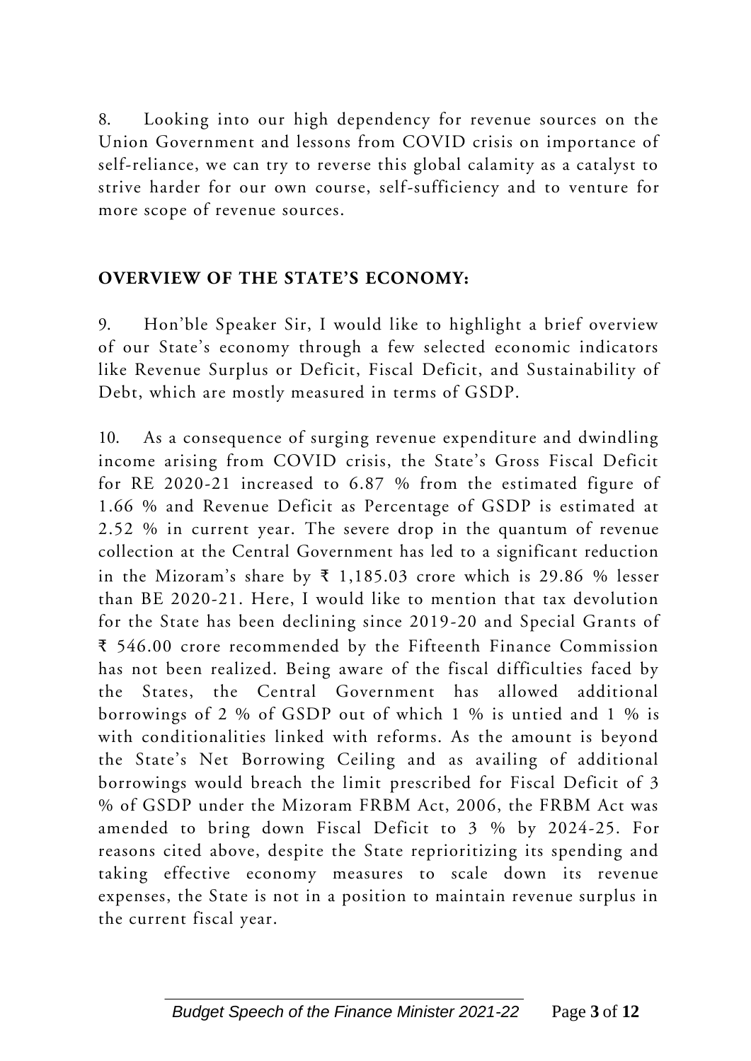8. Looking into our high dependency for revenue sources on the Union Government and lessons from COVID crisis on importance of self-reliance, we can try to reverse this global calamity as a catalyst to strive harder for our own course, self-sufficiency and to venture for more scope of revenue sources.

## OVERVIEW OF THE STATE'S ECONOMY:

9. Hon'ble Speaker Sir, I would like to highlight a brief overview of our State's economy through a few selected economic indicators like Revenue Surplus or Deficit, Fiscal Deficit, and Sustainability of Debt, which are mostly measured in terms of GSDP.

10. As a consequence of surging revenue expenditure and dwindling income arising from COVID crisis, the State's Gross Fiscal Deficit for RE 2020-21 increased to 6.87 % from the estimated figure of 1.66 % and Revenue Deficit as Percentage of GSDP is estimated at 2.52 % in current year. The severe drop in the quantum of revenue collection at the Central Government has led to a significant reduction in the Mizoram's share by ₹ 1,185.03 crore which is 29.86 % lesser than BE 2020-21. Here, I would like to mention that tax devolution for the State has been declining since 2019-20 and Special Grants of ₹ 546.00 crore recommended by the Fifteenth Finance Commission has not been realized. Being aware of the fiscal difficulties faced by the States, the Central Government has allowed additional borrowings of 2 % of GSDP out of which 1 % is untied and 1 % is with conditionalities linked with reforms. As the amount is beyond the State's Net Borrowing Ceiling and as availing of additional borrowings would breach the limit prescribed for Fiscal Deficit of 3 % of GSDP under the Mizoram FRBM Act, 2006, the FRBM Act was amended to bring down Fiscal Deficit to 3 % by 2024-25. For reasons cited above, despite the State reprioritizing its spending and taking effective economy measures to scale down its revenue expenses, the State is not in a position to maintain revenue surplus in the current fiscal year.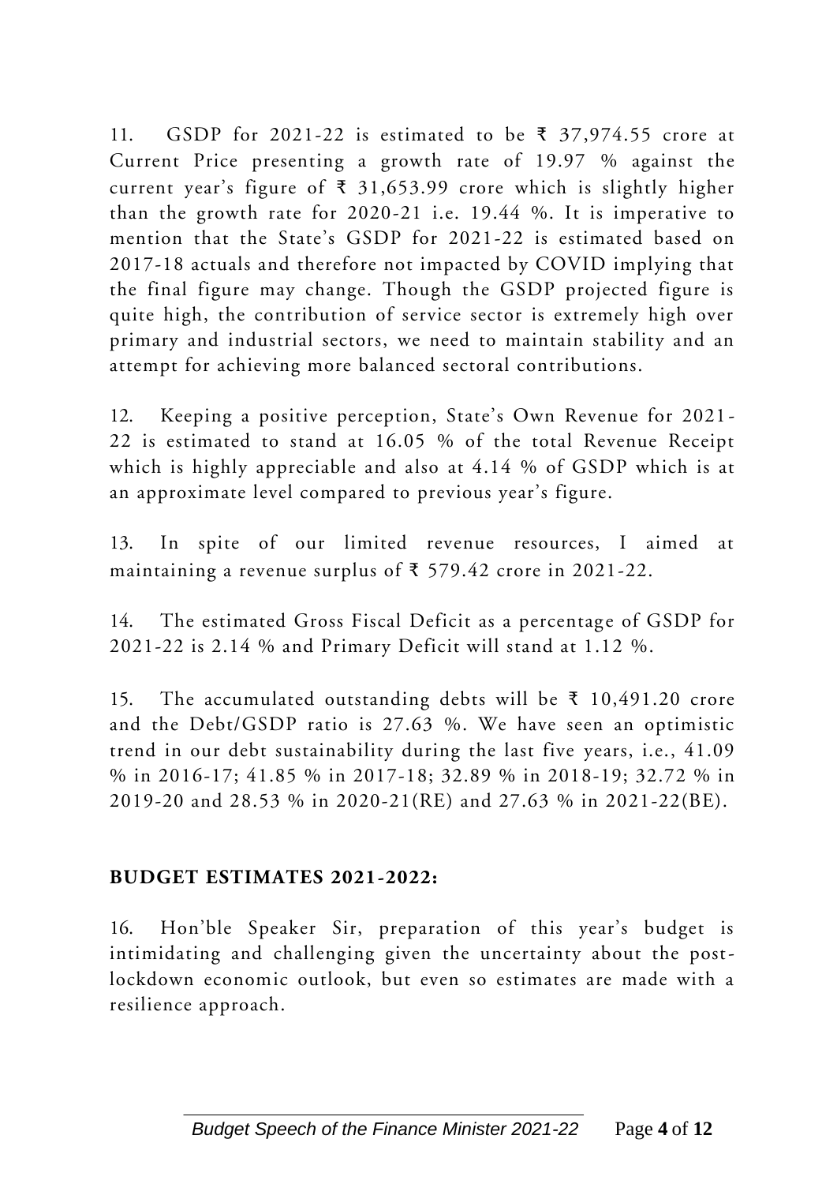11. GSDP for 2021-22 is estimated to be ₹ 37,974.55 crore at Current Price presenting a growth rate of 19.97 % against the current year's figure of ₹ 31,653.99 crore which is slightly higher than the growth rate for 2020-21 i.e. 19.44 %. It is imperative to mention that the State's GSDP for 2021-22 is estimated based on 2017-18 actuals and therefore not impacted by COVID implying that the final figure may change. Though the GSDP projected figure is quite high, the contribution of service sector is extremely high over primary and industrial sectors, we need to maintain stability and an attempt for achieving more balanced sectoral contributions.

12. Keeping a positive perception, State's Own Revenue for 2021-22 is estimated to stand at 16.05 % of the total Revenue Receipt which is highly appreciable and also at 4.14 % of GSDP which is at an approximate level compared to previous year's figure.

13. In spite of our limited revenue resources, I aimed at maintaining a revenue surplus of ₹ 579.42 crore in 2021-22.

14. The estimated Gross Fiscal Deficit as a percentage of GSDP for 2021-22 is 2.14 % and Primary Deficit will stand at 1.12 %.

15. The accumulated outstanding debts will be ₹ 10,491.20 crore and the Debt/GSDP ratio is 27.63 %. We have seen an optimistic trend in our debt sustainability during the last five years, i.e., 41.09 % in 2016-17; 41.85 % in 2017-18; 32.89 % in 2018-19; 32.72 % in 2019-20 and 28.53 % in 2020-21(RE) and 27.63 % in 2021-22(BE).

## BUDGET ESTIMATES 2021-2022:

16. Hon'ble Speaker Sir, preparation of this year's budget is intimidating and challenging given the uncertainty about the post-lockdown economic outlook, but even so estimates are made with a resilience approach.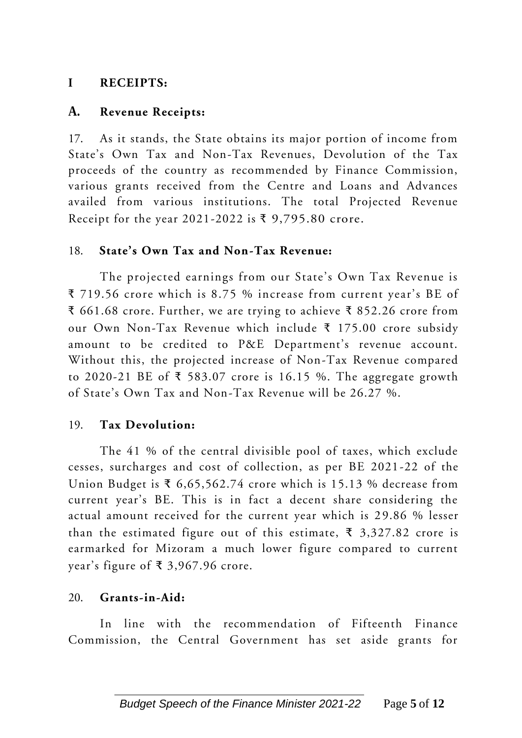## I RECEIPTS:

### A. Revenue Receipts:

17. As it stands, the State obtains its major portion of income from State's Own Tax and Non-Tax Revenues, Devolution of the Tax proceeds of the country as recommended by Finance Commission, various grants received from the Centre and Loans and Advances availed from various institutions. The total Projected Revenue Receipt for the year 2021-2022 is ₹ 9,795.80 crore.

18. **State's Own Tax and Non-Tax Revenue:**

The projected earnings from our State's Own Tax Revenue is ₹ 719.56 crore which is 8.75 % increase from current year's BE of ₹ 661.68 crore. Further, we are trying to achieve ₹ 852.26 crore from our Own Non-Tax Revenue which include ₹ 175.00 crore subsidy amount to be credited to P&E Department's revenue account. Without this, the projected increase of Non-Tax Revenue compared to 2020-21 BE of ₹ 583.07 crore is 16.15 %. The aggregate growth of State's Own Tax and Non-Tax Revenue will be 26.27 %.

19. **Tax Devolution:**

The 41 % of the central divisible pool of taxes, which exclude cesses, surcharges and cost of collection, as per BE 2021-22 of the Union Budget is ₹ 6,65,562.74 crore which is 15.13 % decrease from current year's BE. This is in fact a decent share considering the actual amount received for the current year which is 29.86 % lesser than the estimated figure out of this estimate, ₹ 3,327.82 crore is earmarked for Mizoram a much lower figure compared to current year's figure of ₹ 3,967.96 crore.

20. **Grants-in-Aid:**

In line with the recommendation of Fifteenth Finance Commission, the Central Government has set aside grants for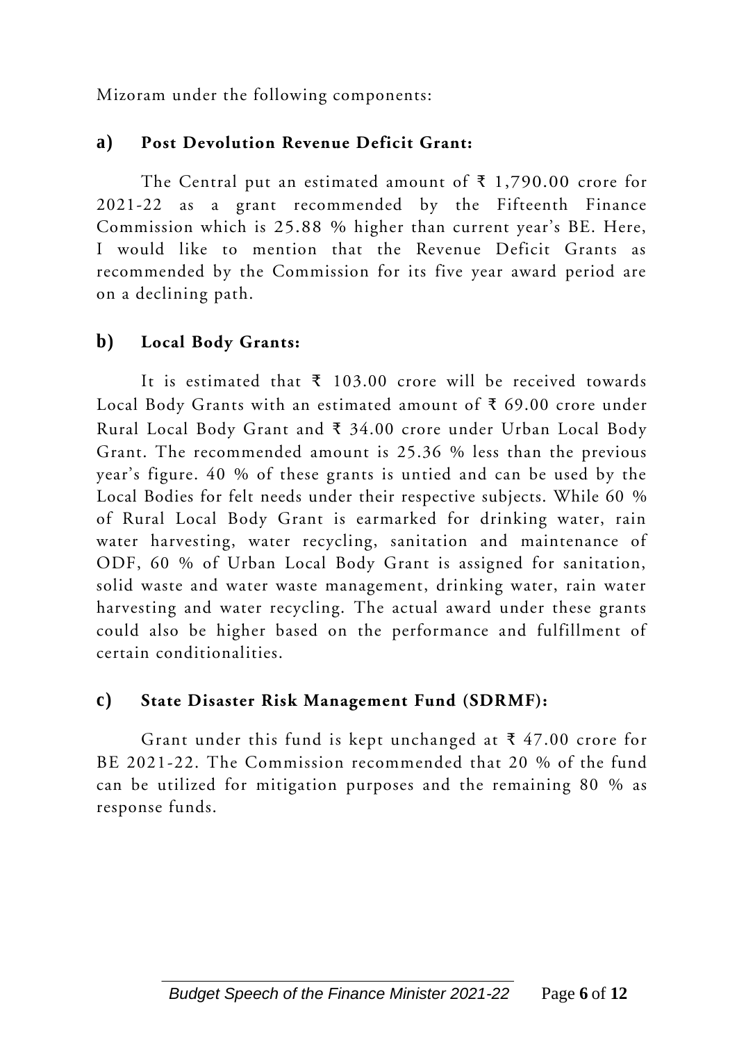Mizoram under the following components:

**a) Post Devolution Revenue Deficit Grant:**

The Central put an estimated amount of ₹ 1,790.00 crore for 2021-22 as a grant recommended by the Fifteenth Finance Commission which is 25.88 % higher than current year's BE. Here, I would like to mention that the Revenue Deficit Grants as recommended by the Commission for its five year award period are on a declining path.

**b) Local Body Grants:**

It is estimated that ₹ 103.00 crore will be received towards Local Body Grants with an estimated amount of ₹ 69.00 crore under Rural Local Body Grant and ₹ 34.00 crore under Urban Local Body Grant. The recommended amount is 25.36 % less than the previous year's figure. 40 % of these grants is untied and can be used by the Local Bodies for felt needs under their respective subjects. While 60 % of Rural Local Body Grant is earmarked for drinking water, rain water harvesting, water recycling, sanitation and maintenance of ODF, 60 % of Urban Local Body Grant is assigned for sanitation, solid waste and water waste management, drinking water, rain water harvesting and water recycling. The actual award under these grants could also be higher based on the performance and fulfillment of certain conditionalities.

**c) State Disaster Risk Management Fund (SDRMF):**

Grant under this fund is kept unchanged at ₹ 47.00 crore for BE 2021-22. The Commission recommended that 20 % of the fund can be utilized for mitigation purposes and the remaining 80 % as response funds.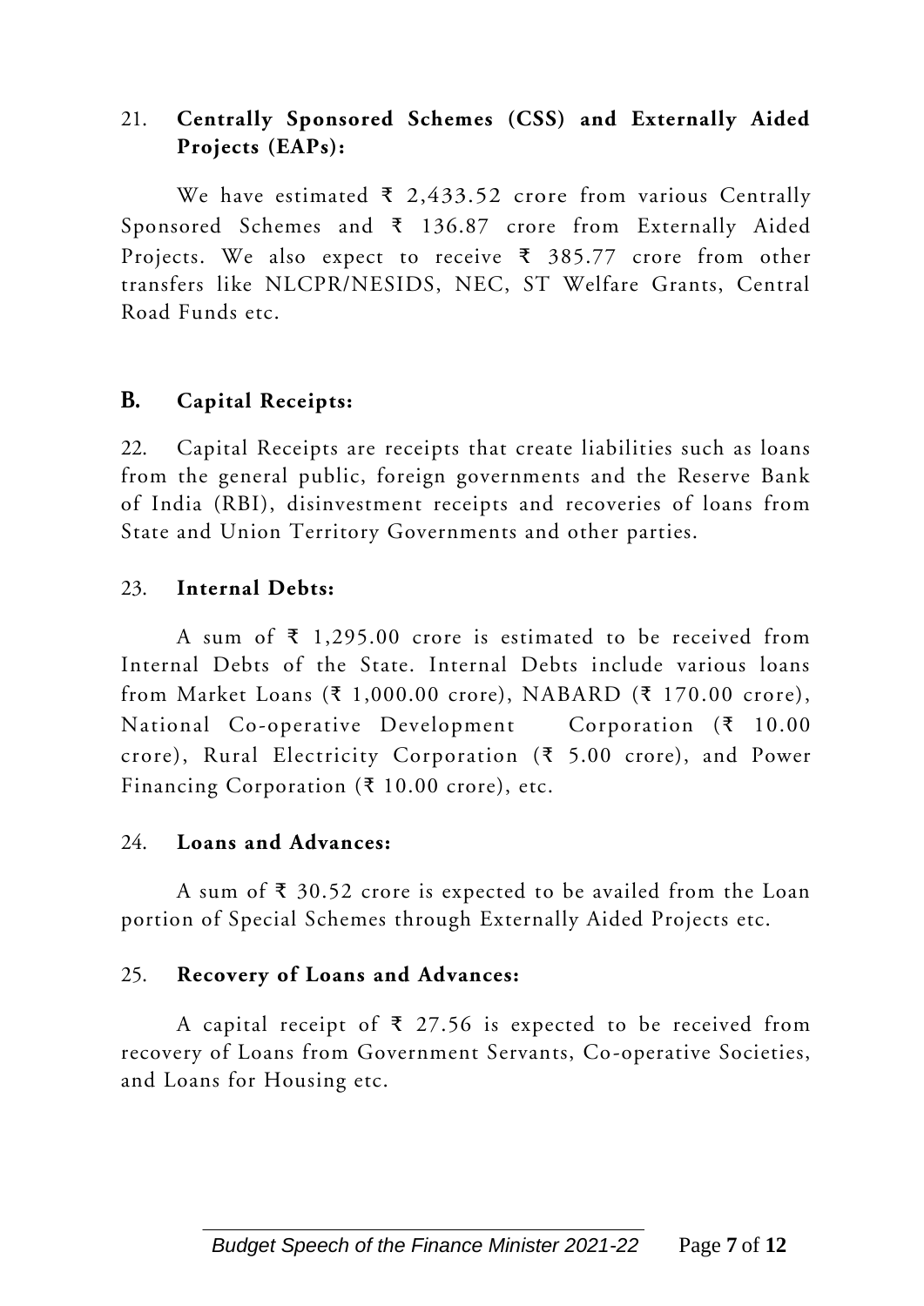21. **Centrally Sponsored Schemes (CSS) and Externally Aided Projects (EAPs):**

We have estimated ₹ 2,433.52 crore from various Centrally Sponsored Schemes and ₹ 136.87 crore from Externally Aided Projects. We also expect to receive ₹ 385.77 crore from other transfers like NLCPR/NESIDS, NEC, ST Welfare Grants, Central Road Funds etc.

## B. Capital Receipts:

22. Capital Receipts are receipts that create liabilities such as loans from the general public, foreign governments and the Reserve Bank of India (RBI), disinvestment receipts and recoveries of loans from State and Union Territory Governments and other parties.

23. **Internal Debts:**

A sum of ₹ 1,295.00 crore is estimated to be received from Internal Debts of the State. Internal Debts include various loans from Market Loans (₹ 1,000.00 crore), NABARD (₹ 170.00 crore), National Co-operative Development Corporation (₹ 10.00 crore), Rural Electricity Corporation (₹ 5.00 crore), and Power Financing Corporation (₹ 10.00 crore), etc.

24. **Loans and Advances:**

A sum of ₹ 30.52 crore is expected to be availed from the Loan portion of Special Schemes through Externally Aided Projects etc.

25. **Recovery of Loans and Advances:**

A capital receipt of ₹ 27.56 is expected to be received from recovery of Loans from Government Servants, Co-operative Societies, and Loans for Housing etc.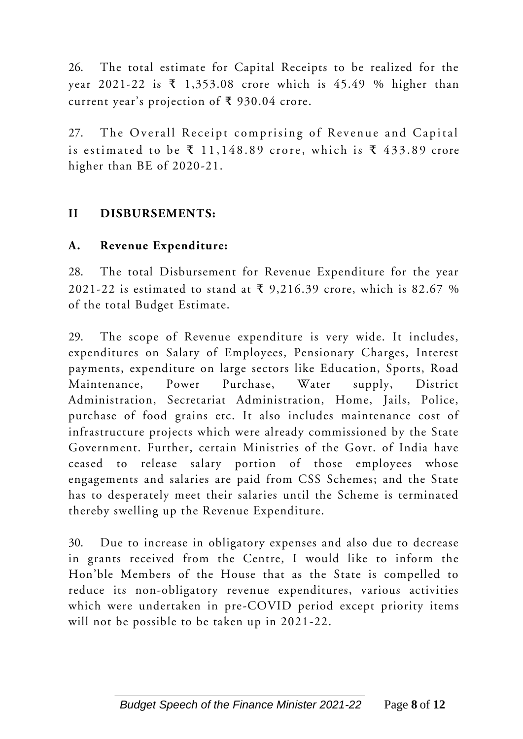26. The total estimate for Capital Receipts to be realized for the year 2021-22 is ₹ 1,353.08 crore which is 45.49 % higher than current year's projection of ₹ 930.04 crore.

27. The Overall Receipt comprising of Revenue and Capital is estimated to be ₹ 11,148.89 crore, which is ₹ 433.89 crore higher than BE of 2020-21.

## II DISBURSEMENTS:

### A. Revenue Expenditure:

28. The total Disbursement for Revenue Expenditure for the year 2021-22 is estimated to stand at ₹ 9,216.39 crore, which is 82.67 % of the total Budget Estimate.

29. The scope of Revenue expenditure is very wide. It includes, expenditures on Salary of Employees, Pensionary Charges, Interest payments, expenditure on large sectors like Education, Sports, Road Maintenance, Power Purchase, Water supply, District Administration, Secretariat Administration, Home, Jails, Police, purchase of food grains etc. It also includes maintenance cost of infrastructure projects which were already commissioned by the State Government. Further, certain Ministries of the Govt. of India have ceased to release salary portion of those employees whose engagements and salaries are paid from CSS Schemes; and the State has to desperately meet their salaries until the Scheme is terminated thereby swelling up the Revenue Expenditure.

30. Due to increase in obligatory expenses and also due to decrease in grants received from the Centre, I would like to inform the Hon'ble Members of the House that as the State is compelled to reduce its non-obligatory revenue expenditures, various activities which were undertaken in pre-COVID period except priority items will not be possible to be taken up in 2021-22.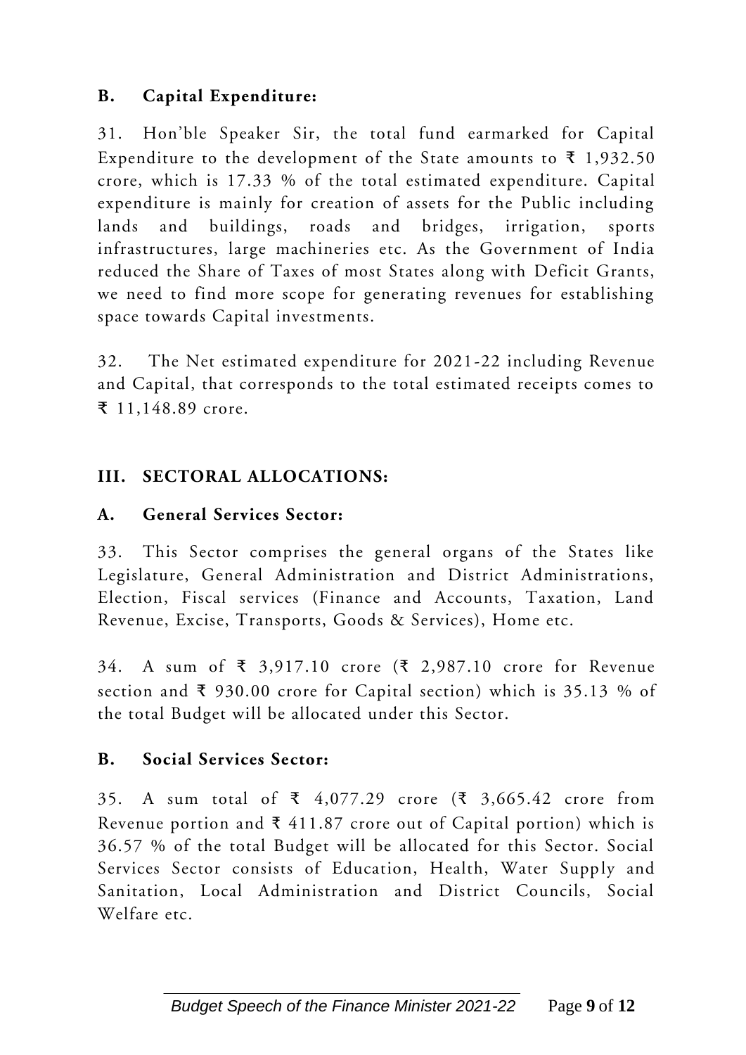### B. Capital Expenditure:

31. Hon'ble Speaker Sir, the total fund earmarked for Capital Expenditure to the development of the State amounts to ₹ 1,932.50 crore, which is 17.33 % of the total estimated expenditure. Capital expenditure is mainly for creation of assets for the Public including lands and buildings, roads and bridges, irrigation, sports infrastructures, large machineries etc. As the Government of India reduced the Share of Taxes of most States along with Deficit Grants, we need to find more scope for generating revenues for establishing space towards Capital investments.

32. The Net estimated expenditure for 2021-22 including Revenue and Capital, that corresponds to the total estimated receipts comes to ₹ 11,148.89 crore.

## III. SECTORAL ALLOCATIONS:

### A. General Services Sector:

33. This Sector comprises the general organs of the States like Legislature, General Administration and District Administrations, Election, Fiscal services (Finance and Accounts, Taxation, Land Revenue, Excise, Transports, Goods & Services), Home etc.

34. A sum of ₹ 3,917.10 crore (₹ 2,987.10 crore for Revenue section and ₹ 930.00 crore for Capital section) which is 35.13 % of the total Budget will be allocated under this Sector.

### B. Social Services Sector:

35. A sum total of ₹ 4,077.29 crore (₹ 3,665.42 crore from Revenue portion and ₹ 411.87 crore out of Capital portion) which is 36.57 % of the total Budget will be allocated for this Sector. Social Services Sector consists of Education, Health, Water Supply and Sanitation, Local Administration and District Councils, Social Welfare etc.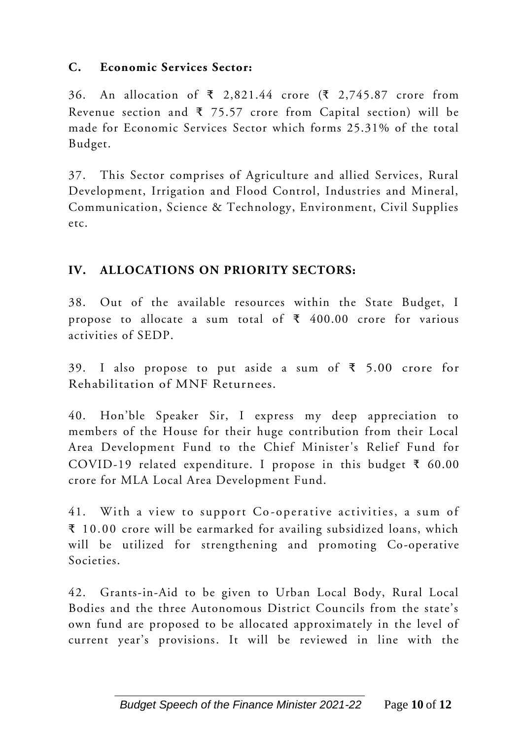### C. Economic Services Sector:

36. An allocation of ₹ 2,821.44 crore (₹ 2,745.87 crore from Revenue section and ₹ 75.57 crore from Capital section) will be made for Economic Services Sector which forms 25.31% of the total Budget.

37. This Sector comprises of Agriculture and allied Services, Rural Development, Irrigation and Flood Control, Industries and Mineral, Communication, Science & Technology, Environment, Civil Supplies etc.

## IV. ALLOCATIONS ON PRIORITY SECTORS:

38. Out of the available resources within the State Budget, I propose to allocate a sum total of ₹ 400.00 crore for various activities of SEDP.

39. I also propose to put aside a sum of ₹ 5.00 crore for Rehabilitation of MNF Returnees.

40. Hon'ble Speaker Sir, I express my deep appreciation to members of the House for their huge contribution from their Local Area Development Fund to the Chief Minister's Relief Fund for COVID-19 related expenditure. I propose in this budget ₹ 60.00 crore for MLA Local Area Development Fund.

41. With a view to support Co-operative activities, a sum of ₹ 10.00 crore will be earmarked for availing subsidized loans, which will be utilized for strengthening and promoting Co-operative Societies.

42. Grants-in-Aid to be given to Urban Local Body, Rural Local Bodies and the three Autonomous District Councils from the state's own fund are proposed to be allocated approximately in the level of current year's provisions. It will be reviewed in line with the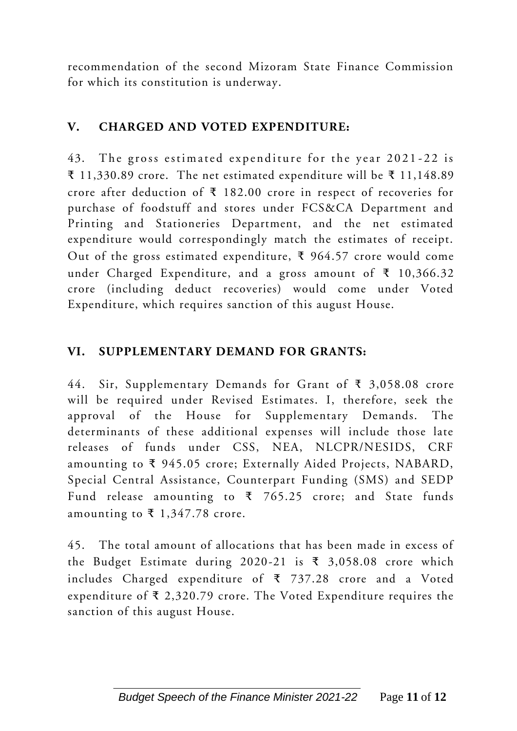recommendation of the second Mizoram State Finance Commission for which its constitution is underway.

## V. CHARGED AND VOTED EXPENDITURE:

43. The gross estimated expenditure for the year 2021-22 is ₹ 11,330.89 crore. The net estimated expenditure will be ₹ 11,148.89 crore after deduction of ₹ 182.00 crore in respect of recoveries for purchase of foodstuff and stores under FCS&CA Department and Printing and Stationeries Department, and the net estimated expenditure would correspondingly match the estimates of receipt. Out of the gross estimated expenditure, ₹ 964.57 crore would come under Charged Expenditure, and a gross amount of ₹ 10,366.32 crore (including deduct recoveries) would come under Voted Expenditure, which requires sanction of this august House.

## VI. SUPPLEMENTARY DEMAND FOR GRANTS:

44. Sir, Supplementary Demands for Grant of ₹ 3,058.08 crore will be required under Revised Estimates. I, therefore, seek the approval of the House for Supplementary Demands. The determinants of these additional expenses will include those late releases of funds under CSS, NEA, NLCPR/NESIDS, CRF amounting to ₹ 945.05 crore; Externally Aided Projects, NABARD, Special Central Assistance, Counterpart Funding (SMS) and SEDP Fund release amounting to ₹ 765.25 crore; and State funds amounting to ₹ 1,347.78 crore.

45. The total amount of allocations that has been made in excess of the Budget Estimate during 2020-21 is ₹ 3,058.08 crore which includes Charged expenditure of ₹ 737.28 crore and a Voted expenditure of ₹ 2,320.79 crore. The Voted Expenditure requires the sanction of this august House.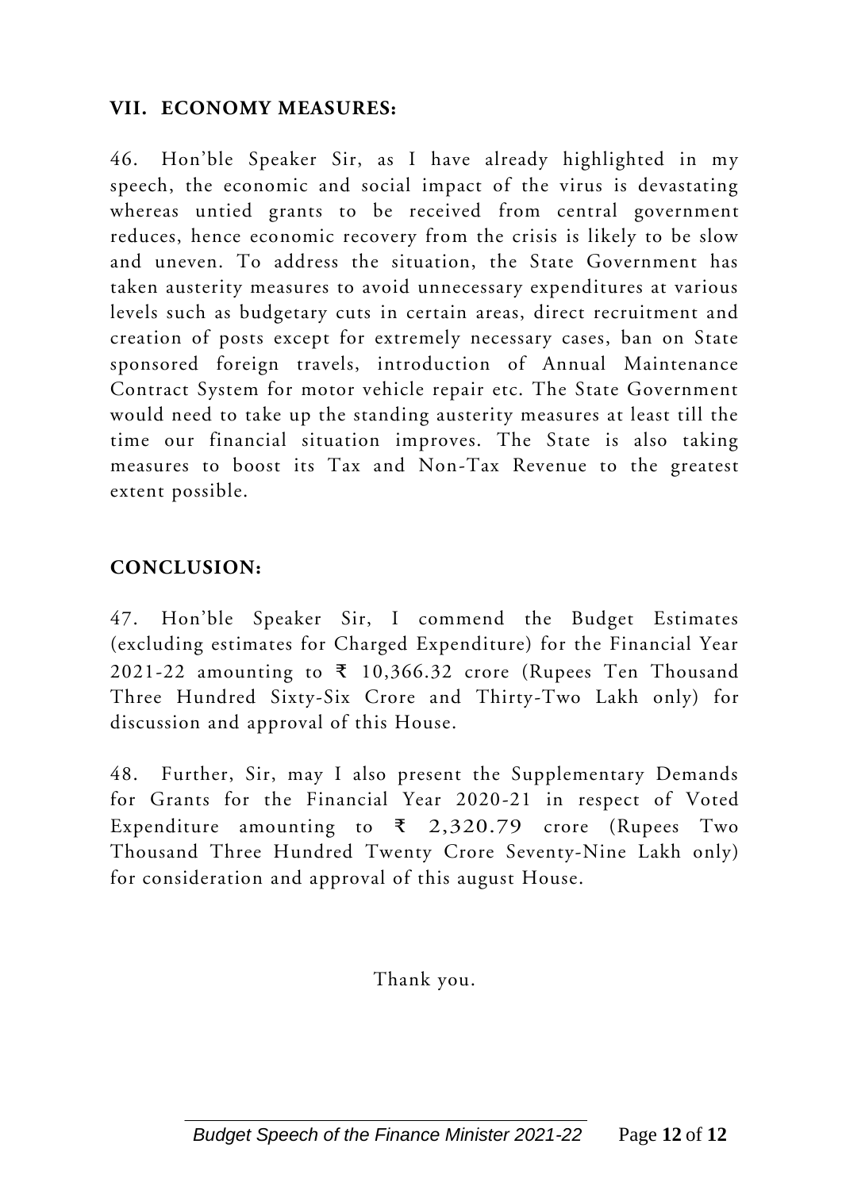## VII. ECONOMY MEASURES:

46. Hon'ble Speaker Sir, as I have already highlighted in my speech, the economic and social impact of the virus is devastating whereas untied grants to be received from central government reduces, hence economic recovery from the crisis is likely to be slow and uneven. To address the situation, the State Government has taken austerity measures to avoid unnecessary expenditures at various levels such as budgetary cuts in certain areas, direct recruitment and creation of posts except for extremely necessary cases, ban on State sponsored foreign travels, introduction of Annual Maintenance Contract System for motor vehicle repair etc. The State Government would need to take up the standing austerity measures at least till the time our financial situation improves. The State is also taking measures to boost its Tax and Non-Tax Revenue to the greatest extent possible.

## CONCLUSION:

47. Hon'ble Speaker Sir, I commend the Budget Estimates (excluding estimates for Charged Expenditure) for the Financial Year 2021-22 amounting to ₹ 10,366.32 crore (Rupees Ten Thousand Three Hundred Sixty-Six Crore and Thirty-Two Lakh only) for discussion and approval of this House.

48. Further, Sir, may I also present the Supplementary Demands for Grants for the Financial Year 2020-21 in respect of Voted Expenditure amounting to ₹ 2,320.79 crore (Rupees Two Thousand Three Hundred Twenty Crore Seventy-Nine Lakh only) for consideration and approval of this august House.

Thank you.